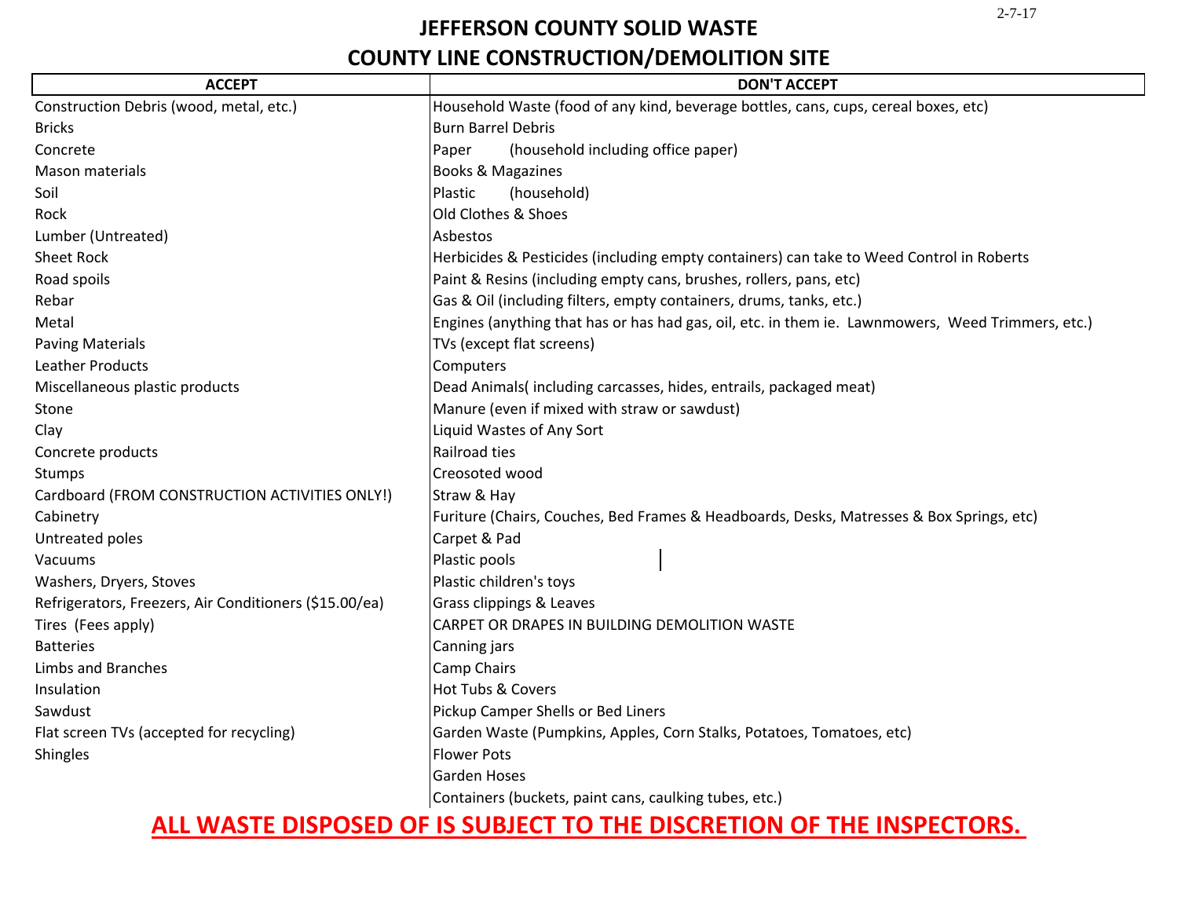2-7-17

# JEFFERSON COUNTY SOLID WASTE

## COUNTY LINE CONSTRUCTION/DEMOLITION SITE

| ACCEPT | DON'T ACCEPT |
|---|---|
| Construction Debris (wood, metal, etc.) | Household Waste (food of any kind, beverage bottles, cans, cups, cereal boxes, etc) |
| Bricks | Burn Barrel Debris |
| Concrete | Paper (household including office paper) |
| Mason materials | Books & Magazines |
| Soil | Plastic (household) |
| Rock | Old Clothes & Shoes |
| Lumber (Untreated) | Asbestos |
| Sheet Rock | Herbicides & Pesticides (including empty containers) can take to Weed Control in Roberts |
| Road spoils | Paint & Resins (including empty cans, brushes, rollers, pans, etc) |
| Rebar | Gas & Oil (including filters, empty containers, drums, tanks, etc.) |
| Metal | Engines (anything that has or has had gas, oil, etc. in them ie. Lawnmowers, Weed Trimmers, etc.) |
| Paving Materials | TVs (except flat screens) |
| Leather Products | Computers |
| Miscellaneous plastic products | Dead Animals( including carcasses, hides, entrails, packaged meat) |
| Stone | Manure (even if mixed with straw or sawdust) |
| Clay | Liquid Wastes of Any Sort |
| Concrete products | Railroad ties |
| Stumps | Creosoted wood |
| Cardboard (FROM CONSTRUCTION ACTIVITIES ONLY!) | Straw & Hay |
| Cabinetry | Furiture (Chairs, Couches, Bed Frames & Headboards, Desks, Matresses & Box Springs, etc) |
| Untreated poles | Carpet & Pad |
| Vacuums | Plastic pools |
| Washers, Dryers, Stoves | Plastic children's toys |
| Refrigerators, Freezers, Air Conditioners ($15.00/ea) | Grass clippings & Leaves |
| Tires (Fees apply) | CARPET OR DRAPES IN BUILDING DEMOLITION WASTE |
| Batteries | Canning jars |
| Limbs and Branches | Camp Chairs |
| Insulation | Hot Tubs & Covers |
| Sawdust | Pickup Camper Shells or Bed Liners |
| Flat screen TVs (accepted for recycling) | Garden Waste (Pumpkins, Apples, Corn Stalks, Potatoes, Tomatoes, etc) |
| Shingles | Flower Pots |
| | Garden Hoses |
| | Containers (buckets, paint cans, caulking tubes, etc.) |

**ALL WASTE DISPOSED OF IS SUBJECT TO THE DISCRETION OF THE INSPECTORS.**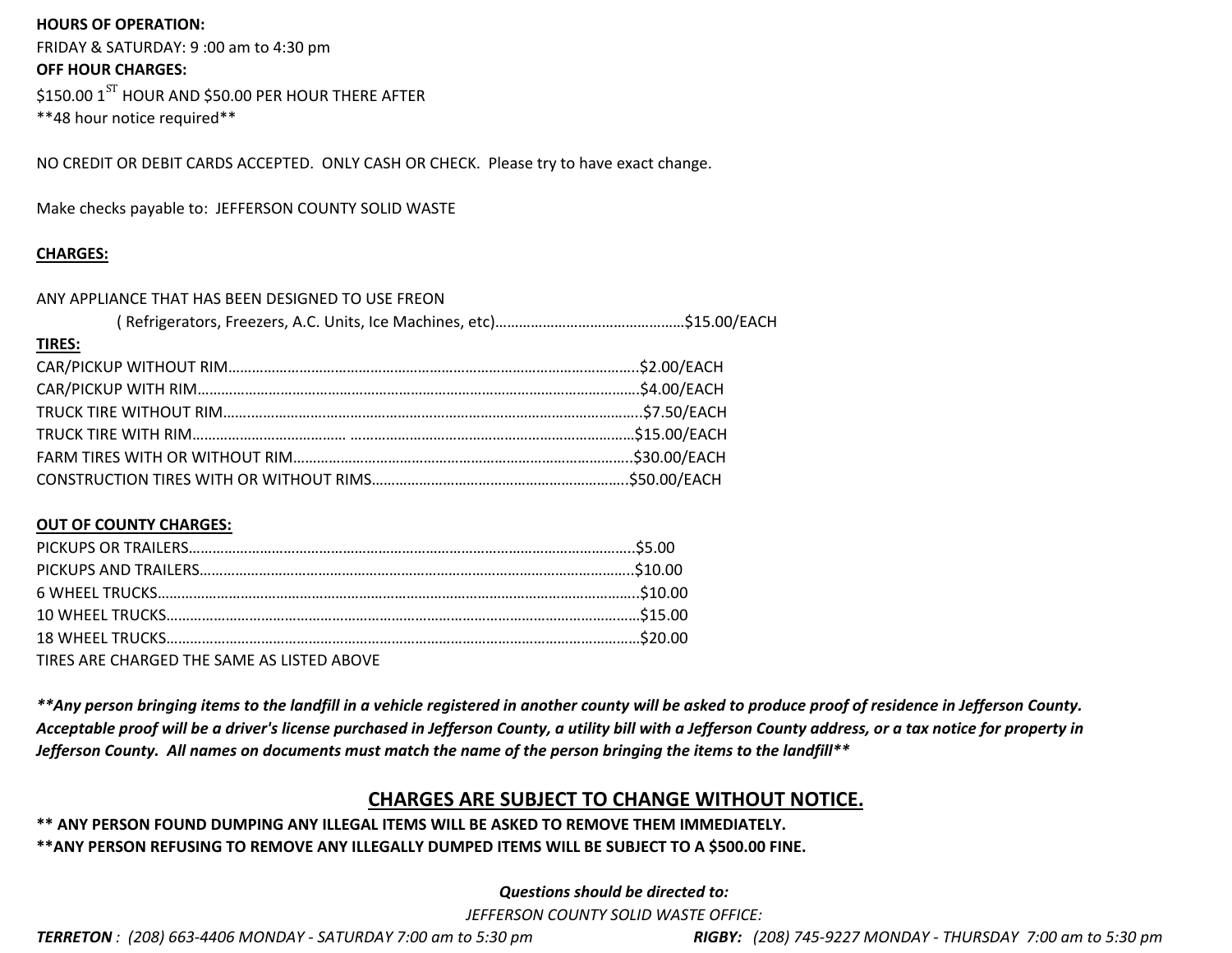**HOURS OF OPERATION:**
FRIDAY & SATURDAY: 9 :00 am to 4:30 pm
**OFF HOUR CHARGES:**
$150.00 1ST HOUR AND $50.00 PER HOUR THERE AFTER
**48 hour notice required**

NO CREDIT OR DEBIT CARDS ACCEPTED. ONLY CASH OR CHECK. Please try to have exact change.

Make checks payable to: JEFFERSON COUNTY SOLID WASTE

**<u>CHARGES:</u>**

ANY APPLIANCE THAT HAS BEEN DESIGNED TO USE FREON
( Refrigerators, Freezers, A.C. Units, Ice Machines, etc)……………………………………….$15.00/EACH

**<u>TIRES:</u>**
CAR/PICKUP WITHOUT RIM……………………………………………………………………………………..$2.00/EACH
CAR/PICKUP WITH RIM……………………………………………………………………………………………$4.00/EACH
TRUCK TIRE WITHOUT RIM………………………………………………………………………………………..$7.50/EACH
TRUCK TIRE WITH RIM………………………………… ………………………………………………………$15.00/EACH
FARM TIRES WITH OR WITHOUT RIM…………………………………………………………………………..$30.00/EACH
CONSTRUCTION TIRES WITH OR WITHOUT RIMS………………………………………………………..$50.00/EACH

**<u>OUT OF COUNTY CHARGES:</u>**
PICKUPS OR TRAILERS………………………………………………………………………………………………..$5.00
PICKUPS AND TRAILERS…………………………………………………………………………………………..$10.00
6 WHEEL TRUCKS……………………………………………………………………………………………………….$10.00
10 WHEEL TRUCKS…………………………………………………………………………………………………….$15.00
18 WHEEL TRUCKS…………………………………………………………………………………………………….$20.00
TIRES ARE CHARGED THE SAME AS LISTED ABOVE

***\*\*Any person bringing items to the landfill in a vehicle registered in another county will be asked to produce proof of residence in Jefferson County. Acceptable proof will be a driver's license purchased in Jefferson County, a utility bill with a Jefferson County address, or a tax notice for property in Jefferson County. All names on documents must match the name of the person bringing the items to the landfill\*\****

## <u>CHARGES ARE SUBJECT TO CHANGE WITHOUT NOTICE.</u>

**\*\* ANY PERSON FOUND DUMPING ANY ILLEGAL ITEMS WILL BE ASKED TO REMOVE THEM IMMEDIATELY.**
**\*\*ANY PERSON REFUSING TO REMOVE ANY ILLEGALLY DUMPED ITEMS WILL BE SUBJECT TO A $500.00 FINE.**

***Questions should be directed to:***
*JEFFERSON COUNTY SOLID WASTE OFFICE:*
***TERRETON*** *: (208) 663-4406 MONDAY - SATURDAY 7:00 am to 5:30 pm* ***RIGBY:*** *(208) 745-9227 MONDAY - THURSDAY 7:00 am to 5:30 pm*